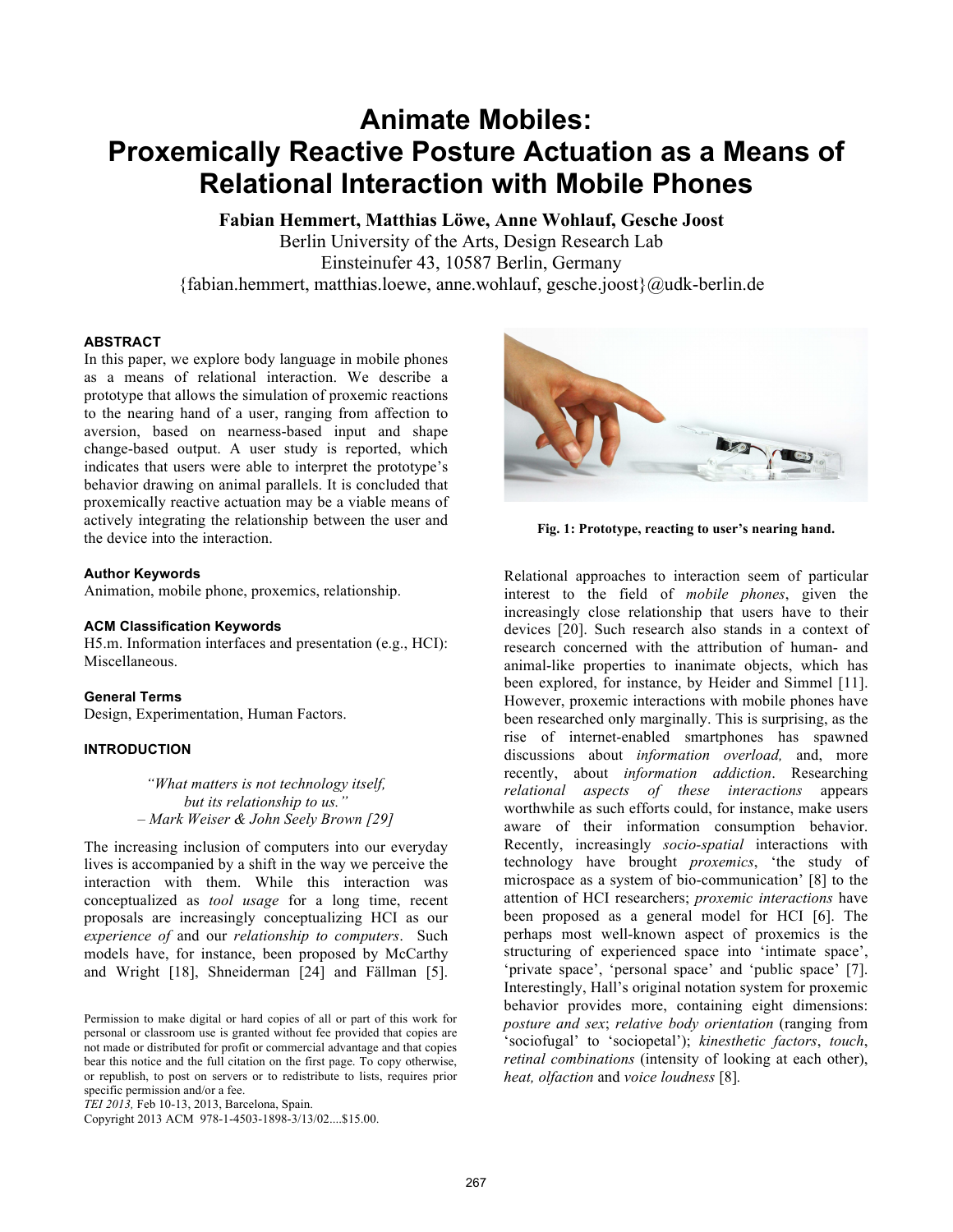# Animate Mobiles: Proxemically Reactive Posture Actuation as a Means of Relational Interaction with Mobile Phones

**Fabian Hemmert, Matthias Löwe, Anne Wohlauf, Gesche Joost**
Berlin University of the Arts, Design Research Lab
Einsteinufer 43, 10587 Berlin, Germany
{fabian.hemmert, matthias.loewe, anne.wohlauf, gesche.joost}@udk-berlin.de

### ABSTRACT

In this paper, we explore body language in mobile phones as a means of relational interaction. We describe a prototype that allows the simulation of proxemic reactions to the nearing hand of a user, ranging from affection to aversion, based on nearness-based input and shape change-based output. A user study is reported, which indicates that users were able to interpret the prototype's behavior drawing on animal parallels. It is concluded that proxemically reactive actuation may be a viable means of actively integrating the relationship between the user and the device into the interaction.

### Author Keywords

Animation, mobile phone, proxemics, relationship.

### ACM Classification Keywords

H5.m. Information interfaces and presentation (e.g., HCI): Miscellaneous.

### General Terms

Design, Experimentation, Human Factors.

### INTRODUCTION

> *"What matters is not technology itself, but its relationship to us."*
> – *Mark Weiser & John Seely Brown [29]*

The increasing inclusion of computers into our everyday lives is accompanied by a shift in the way we perceive the interaction with them. While this interaction was conceptualized as *tool usage* for a long time, recent proposals are increasingly conceptualizing HCI as our *experience of* and our *relationship to computers*. Such models have, for instance, been proposed by McCarthy and Wright [18], Shneiderman [24] and Fällman [5].

Permission to make digital or hard copies of all or part of this work for personal or classroom use is granted without fee provided that copies are not made or distributed for profit or commercial advantage and that copies bear this notice and the full citation on the first page. To copy otherwise, or republish, to post on servers or to redistribute to lists, requires prior specific permission and/or a fee.
*TEI 2013,* Feb 10-13, 2013, Barcelona, Spain.
Copyright 2013 ACM 978-1-4503-1898-3/13/02....$15.00.

**Fig. 1: Prototype, reacting to user's nearing hand.**

Relational approaches to interaction seem of particular interest to the field of *mobile phones*, given the increasingly close relationship that users have to their devices [20]. Such research also stands in a context of research concerned with the attribution of human- and animal-like properties to inanimate objects, which has been explored, for instance, by Heider and Simmel [11]. However, proxemic interactions with mobile phones have been researched only marginally. This is surprising, as the rise of internet-enabled smartphones has spawned discussions about *information overload,* and, more recently, about *information addiction*. Researching *relational aspects of these interactions* appears worthwhile as such efforts could, for instance, make users aware of their information consumption behavior. Recently, increasingly *socio-spatial* interactions with technology have brought *proxemics*, 'the study of microspace as a system of bio-communication' [8] to the attention of HCI researchers; *proxemic interactions* have been proposed as a general model for HCI [6]. The perhaps most well-known aspect of proxemics is the structuring of experienced space into 'intimate space', 'private space', 'personal space' and 'public space' [7]. Interestingly, Hall's original notation system for proxemic behavior provides more, containing eight dimensions: *posture and sex*; *relative body orientation* (ranging from 'sociofugal' to 'sociopetal'); *kinesthetic factors*, *touch*, *retinal combinations* (intensity of looking at each other), *heat, olfaction* and *voice loudness* [8].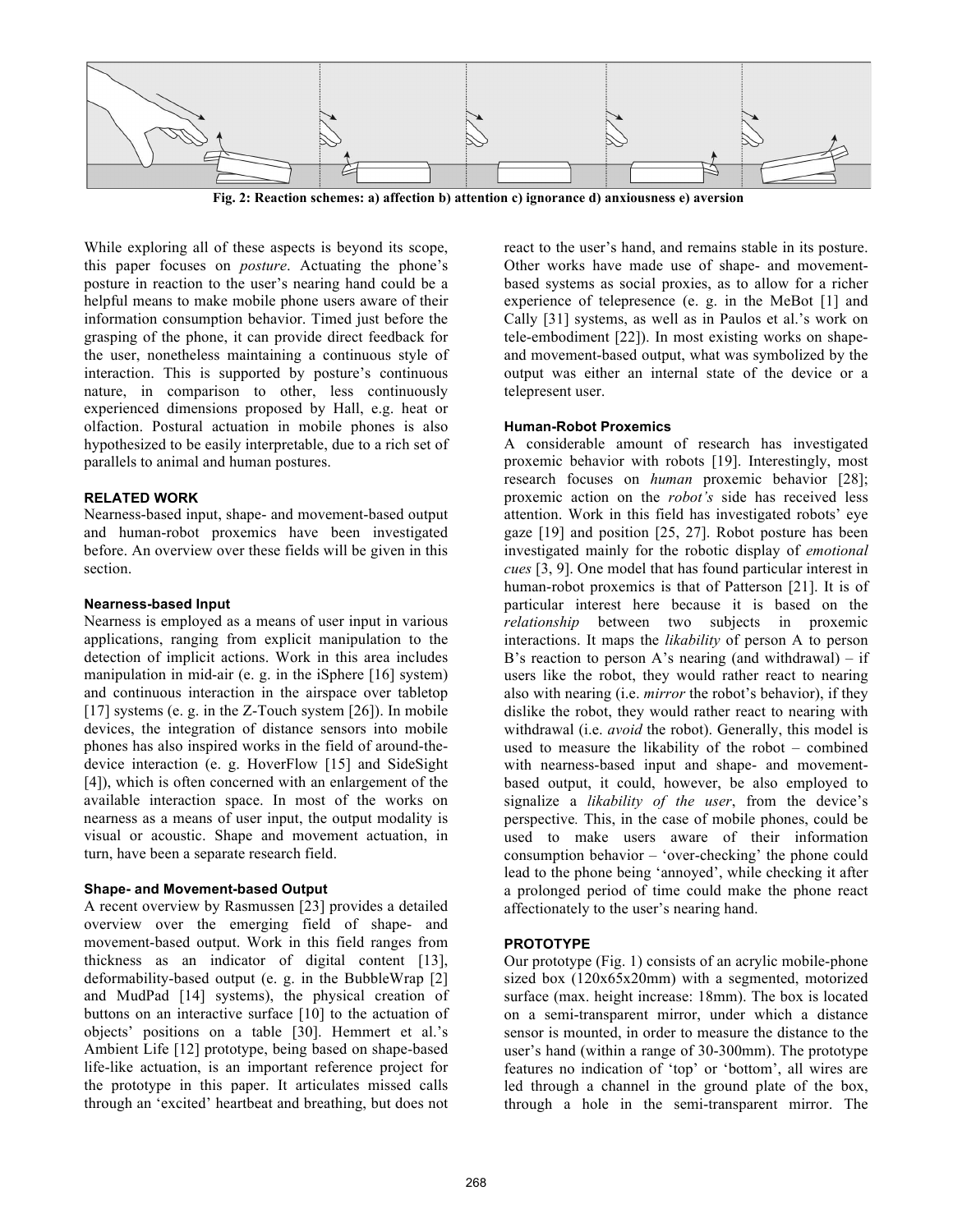**Fig. 2: Reaction schemes: a) affection b) attention c) ignorance d) anxiousness e) aversion**

While exploring all of these aspects is beyond its scope, this paper focuses on *posture*. Actuating the phone's posture in reaction to the user's nearing hand could be a helpful means to make mobile phone users aware of their information consumption behavior. Timed just before the grasping of the phone, it can provide direct feedback for the user, nonetheless maintaining a continuous style of interaction. This is supported by posture's continuous nature, in comparison to other, less continuously experienced dimensions proposed by Hall, e.g. heat or olfaction. Postural actuation in mobile phones is also hypothesized to be easily interpretable, due to a rich set of parallels to animal and human postures.

## RELATED WORK

Nearness-based input, shape- and movement-based output and human-robot proxemics have been investigated before. An overview over these fields will be given in this section.

### Nearness-based Input

Nearness is employed as a means of user input in various applications, ranging from explicit manipulation to the detection of implicit actions. Work in this area includes manipulation in mid-air (e. g. in the iSphere [16] system) and continuous interaction in the airspace over tabletop [17] systems (e. g. in the Z-Touch system [26]). In mobile devices, the integration of distance sensors into mobile phones has also inspired works in the field of around-the-device interaction (e. g. HoverFlow [15] and SideSight [4]), which is often concerned with an enlargement of the available interaction space. In most of the works on nearness as a means of user input, the output modality is visual or acoustic. Shape and movement actuation, in turn, have been a separate research field.

### Shape- and Movement-based Output

A recent overview by Rasmussen [23] provides a detailed overview over the emerging field of shape- and movement-based output. Work in this field ranges from thickness as an indicator of digital content [13], deformability-based output (e. g. in the BubbleWrap [2] and MudPad [14] systems), the physical creation of buttons on an interactive surface [10] to the actuation of objects' positions on a table [30]. Hemmert et al.'s Ambient Life [12] prototype, being based on shape-based life-like actuation, is an important reference project for the prototype in this paper. It articulates missed calls through an 'excited' heartbeat and breathing, but does not react to the user's hand, and remains stable in its posture. Other works have made use of shape- and movement-based systems as social proxies, as to allow for a richer experience of telepresence (e. g. in the MeBot [1] and Cally [31] systems, as well as in Paulos et al.'s work on tele-embodiment [22]). In most existing works on shape- and movement-based output, what was symbolized by the output was either an internal state of the device or a telepresent user.

### Human-Robot Proxemics

A considerable amount of research has investigated proxemic behavior with robots [19]. Interestingly, most research focuses on *human* proxemic behavior [28]; proxemic action on the *robot's* side has received less attention. Work in this field has investigated robots' eye gaze [19] and position [25, 27]. Robot posture has been investigated mainly for the robotic display of *emotional cues* [3, 9]. One model that has found particular interest in human-robot proxemics is that of Patterson [21]. It is of particular interest here because it is based on the *relationship* between two subjects in proxemic interactions. It maps the *likability* of person A to person B's reaction to person A's nearing (and withdrawal) – if users like the robot, they would rather react to nearing also with nearing (i.e. *mirror* the robot's behavior), if they dislike the robot, they would rather react to nearing with withdrawal (i.e. *avoid* the robot). Generally, this model is used to measure the likability of the robot – combined with nearness-based input and shape- and movement-based output, it could, however, be also employed to signalize a *likability of the user*, from the device's perspective. This, in the case of mobile phones, could be used to make users aware of their information consumption behavior – 'over-checking' the phone could lead to the phone being 'annoyed', while checking it after a prolonged period of time could make the phone react affectionately to the user's nearing hand.

## PROTOTYPE

Our prototype (Fig. 1) consists of an acrylic mobile-phone sized box (120x65x20mm) with a segmented, motorized surface (max. height increase: 18mm). The box is located on a semi-transparent mirror, under which a distance sensor is mounted, in order to measure the distance to the user's hand (within a range of 30-300mm). The prototype features no indication of 'top' or 'bottom', all wires are led through a channel in the ground plate of the box, through a hole in the semi-transparent mirror. The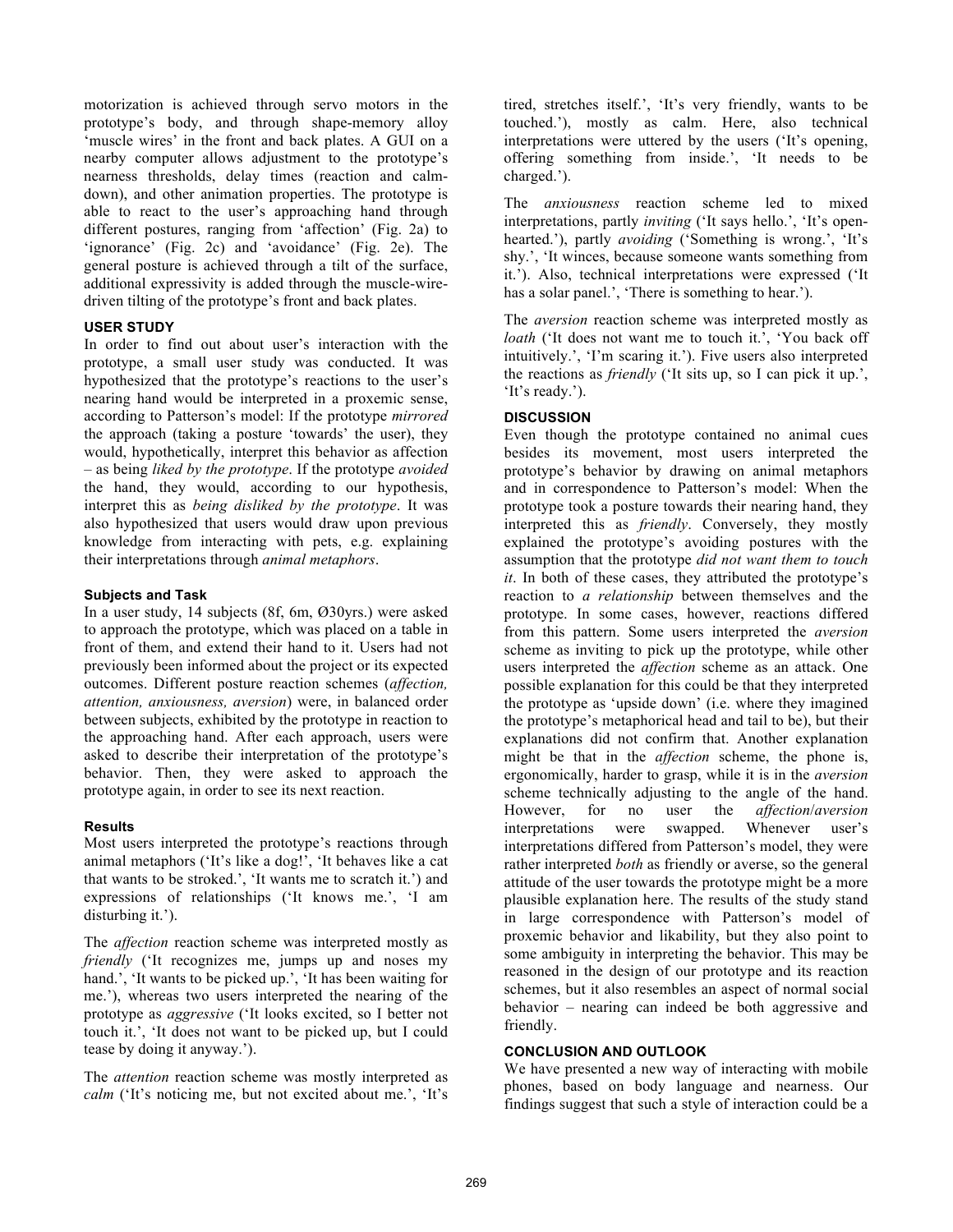motorization is achieved through servo motors in the prototype's body, and through shape-memory alloy 'muscle wires' in the front and back plates. A GUI on a nearby computer allows adjustment to the prototype's nearness thresholds, delay times (reaction and calm-down), and other animation properties. The prototype is able to react to the user's approaching hand through different postures, ranging from 'affection' (Fig. 2a) to 'ignorance' (Fig. 2c) and 'avoidance' (Fig. 2e). The general posture is achieved through a tilt of the surface, additional expressivity is added through the muscle-wire-driven tilting of the prototype's front and back plates.

## USER STUDY

In order to find out about user's interaction with the prototype, a small user study was conducted. It was hypothesized that the prototype's reactions to the user's nearing hand would be interpreted in a proxemic sense, according to Patterson's model: If the prototype *mirrored* the approach (taking a posture 'towards' the user), they would, hypothetically, interpret this behavior as affection – as being *liked by the prototype*. If the prototype *avoided* the hand, they would, according to our hypothesis, interpret this as *being disliked by the prototype*. It was also hypothesized that users would draw upon previous knowledge from interacting with pets, e.g. explaining their interpretations through *animal metaphors*.

### Subjects and Task

In a user study, 14 subjects (8f, 6m, Ø30yrs.) were asked to approach the prototype, which was placed on a table in front of them, and extend their hand to it. Users had not previously been informed about the project or its expected outcomes. Different posture reaction schemes (*affection, attention, anxiousness, aversion*) were, in balanced order between subjects, exhibited by the prototype in reaction to the approaching hand. After each approach, users were asked to describe their interpretation of the prototype's behavior. Then, they were asked to approach the prototype again, in order to see its next reaction.

### Results

Most users interpreted the prototype's reactions through animal metaphors ('It's like a dog!', 'It behaves like a cat that wants to be stroked.', 'It wants me to scratch it.') and expressions of relationships ('It knows me.', 'I am disturbing it.').

The *affection* reaction scheme was interpreted mostly as *friendly* ('It recognizes me, jumps up and noses my hand.', 'It wants to be picked up.', 'It has been waiting for me.'), whereas two users interpreted the nearing of the prototype as *aggressive* ('It looks excited, so I better not touch it.', 'It does not want to be picked up, but I could tease by doing it anyway.').

The *attention* reaction scheme was mostly interpreted as *calm* ('It's noticing me, but not excited about me.', 'It's tired, stretches itself.', 'It's very friendly, wants to be touched.'), mostly as calm. Here, also technical interpretations were uttered by the users ('It's opening, offering something from inside.', 'It needs to be charged.').

The *anxiousness* reaction scheme led to mixed interpretations, partly *inviting* ('It says hello.', 'It's open-hearted.'), partly *avoiding* ('Something is wrong.', 'It's shy.', 'It winces, because someone wants something from it.'). Also, technical interpretations were expressed ('It has a solar panel.', 'There is something to hear.').

The *aversion* reaction scheme was interpreted mostly as *loath* ('It does not want me to touch it.', 'You back off intuitively.', 'I'm scaring it.'). Five users also interpreted the reactions as *friendly* ('It sits up, so I can pick it up.', 'It's ready.').

## DISCUSSION

Even though the prototype contained no animal cues besides its movement, most users interpreted the prototype's behavior by drawing on animal metaphors and in correspondence to Patterson's model: When the prototype took a posture towards their nearing hand, they interpreted this as *friendly*. Conversely, they mostly explained the prototype's avoiding postures with the assumption that the prototype *did not want them to touch it*. In both of these cases, they attributed the prototype's reaction to *a relationship* between themselves and the prototype. In some cases, however, reactions differed from this pattern. Some users interpreted the *aversion* scheme as inviting to pick up the prototype, while other users interpreted the *affection* scheme as an attack. One possible explanation for this could be that they interpreted the prototype as 'upside down' (i.e. where they imagined the prototype's metaphorical head and tail to be), but their explanations did not confirm that. Another explanation might be that in the *affection* scheme, the phone is, ergonomically, harder to grasp, while it is in the *aversion* scheme technically adjusting to the angle of the hand. However, for no user the *affection*/*aversion* interpretations were swapped. Whenever user's interpretations differed from Patterson's model, they were rather interpreted *both* as friendly or averse, so the general attitude of the user towards the prototype might be a more plausible explanation here. The results of the study stand in large correspondence with Patterson's model of proxemic behavior and likability, but they also point to some ambiguity in interpreting the behavior. This may be reasoned in the design of our prototype and its reaction schemes, but it also resembles an aspect of normal social behavior – nearing can indeed be both aggressive and friendly.

## CONCLUSION AND OUTLOOK

We have presented a new way of interacting with mobile phones, based on body language and nearness. Our findings suggest that such a style of interaction could be a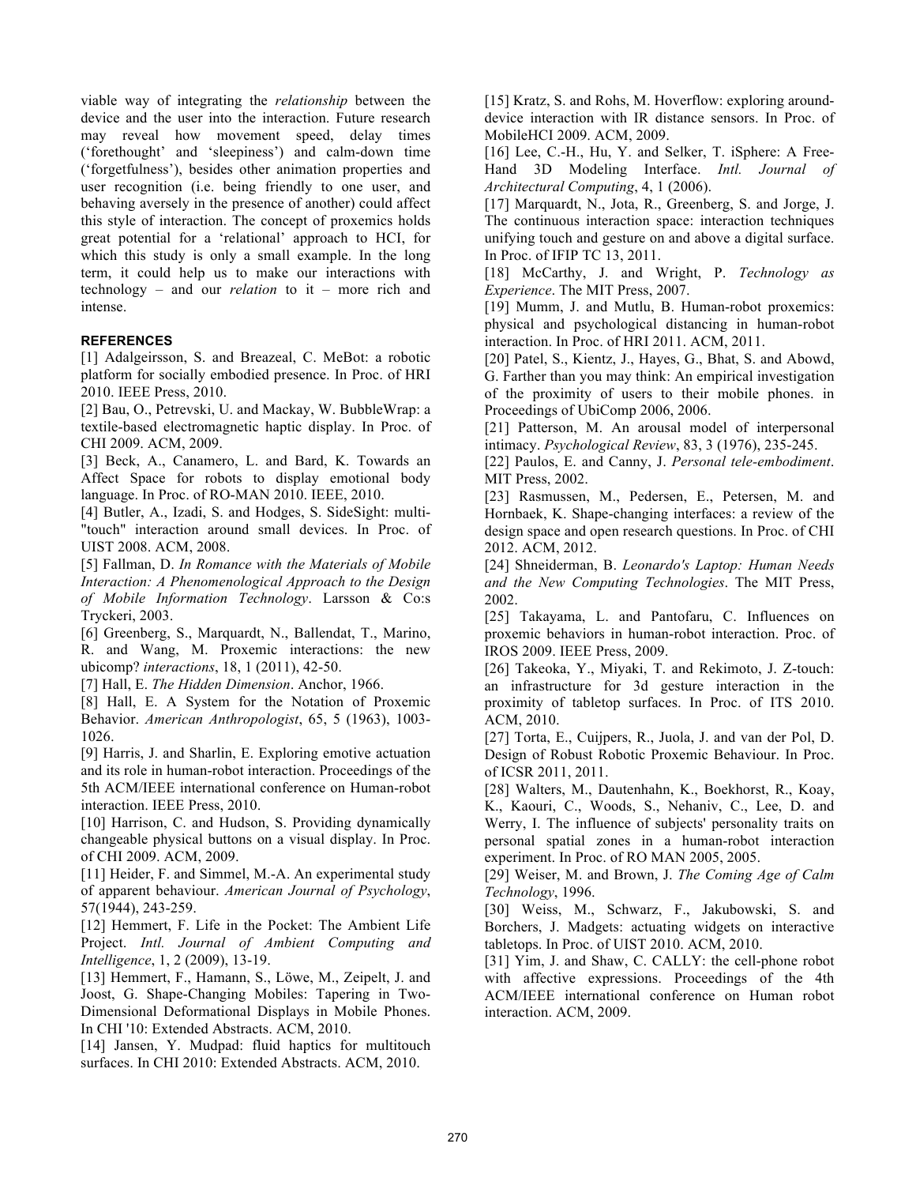viable way of integrating the *relationship* between the device and the user into the interaction. Future research may reveal how movement speed, delay times ('forethought' and 'sleepiness') and calm-down time ('forgetfulness'), besides other animation properties and user recognition (i.e. being friendly to one user, and behaving aversely in the presence of another) could affect this style of interaction. The concept of proxemics holds great potential for a 'relational' approach to HCI, for which this study is only a small example. In the long term, it could help us to make our interactions with technology – and our *relation* to it – more rich and intense.

## REFERENCES

[1] Adalgeirsson, S. and Breazeal, C. MeBot: a robotic platform for socially embodied presence. In Proc. of HRI 2010. IEEE Press, 2010.

[2] Bau, O., Petrevski, U. and Mackay, W. BubbleWrap: a textile-based electromagnetic haptic display. In Proc. of CHI 2009. ACM, 2009.

[3] Beck, A., Canamero, L. and Bard, K. Towards an Affect Space for robots to display emotional body language. In Proc. of RO-MAN 2010. IEEE, 2010.

[4] Butler, A., Izadi, S. and Hodges, S. SideSight: multi-"touch" interaction around small devices. In Proc. of UIST 2008. ACM, 2008.

[5] Fallman, D. *In Romance with the Materials of Mobile Interaction: A Phenomenological Approach to the Design of Mobile Information Technology*. Larsson & Co:s Tryckeri, 2003.

[6] Greenberg, S., Marquardt, N., Ballendat, T., Marino, R. and Wang, M. Proxemic interactions: the new ubicomp? *interactions*, 18, 1 (2011), 42-50.

[7] Hall, E. *The Hidden Dimension*. Anchor, 1966.

[8] Hall, E. A System for the Notation of Proxemic Behavior. *American Anthropologist*, 65, 5 (1963), 1003-1026.

[9] Harris, J. and Sharlin, E. Exploring emotive actuation and its role in human-robot interaction. Proceedings of the 5th ACM/IEEE international conference on Human-robot interaction. IEEE Press, 2010.

[10] Harrison, C. and Hudson, S. Providing dynamically changeable physical buttons on a visual display. In Proc. of CHI 2009. ACM, 2009.

[11] Heider, F. and Simmel, M.-A. An experimental study of apparent behaviour. *American Journal of Psychology*, 57(1944), 243-259.

[12] Hemmert, F. Life in the Pocket: The Ambient Life Project. *Intl. Journal of Ambient Computing and Intelligence*, 1, 2 (2009), 13-19.

[13] Hemmert, F., Hamann, S., Löwe, M., Zeipelt, J. and Joost, G. Shape-Changing Mobiles: Tapering in Two-Dimensional Deformational Displays in Mobile Phones. In CHI '10: Extended Abstracts. ACM, 2010.

[14] Jansen, Y. Mudpad: fluid haptics for multitouch surfaces. In CHI 2010: Extended Abstracts. ACM, 2010.

[15] Kratz, S. and Rohs, M. Hoverflow: exploring around-device interaction with IR distance sensors. In Proc. of MobileHCI 2009. ACM, 2009.

[16] Lee, C.-H., Hu, Y. and Selker, T. iSphere: A Free-Hand 3D Modeling Interface. *Intl. Journal of Architectural Computing*, 4, 1 (2006).

[17] Marquardt, N., Jota, R., Greenberg, S. and Jorge, J. The continuous interaction space: interaction techniques unifying touch and gesture on and above a digital surface. In Proc. of IFIP TC 13, 2011.

[18] McCarthy, J. and Wright, P. *Technology as Experience*. The MIT Press, 2007.

[19] Mumm, J. and Mutlu, B. Human-robot proxemics: physical and psychological distancing in human-robot interaction. In Proc. of HRI 2011. ACM, 2011.

[20] Patel, S., Kientz, J., Hayes, G., Bhat, S. and Abowd, G. Farther than you may think: An empirical investigation of the proximity of users to their mobile phones. in Proceedings of UbiComp 2006, 2006.

[21] Patterson, M. An arousal model of interpersonal intimacy. *Psychological Review*, 83, 3 (1976), 235-245.

[22] Paulos, E. and Canny, J. *Personal tele-embodiment*. MIT Press, 2002.

[23] Rasmussen, M., Pedersen, E., Petersen, M. and Hornbaek, K. Shape-changing interfaces: a review of the design space and open research questions. In Proc. of CHI 2012. ACM, 2012.

[24] Shneiderman, B. *Leonardo's Laptop: Human Needs and the New Computing Technologies*. The MIT Press, 2002.

[25] Takayama, L. and Pantofaru, C. Influences on proxemic behaviors in human-robot interaction. Proc. of IROS 2009. IEEE Press, 2009.

[26] Takeoka, Y., Miyaki, T. and Rekimoto, J. Z-touch: an infrastructure for 3d gesture interaction in the proximity of tabletop surfaces. In Proc. of ITS 2010. ACM, 2010.

[27] Torta, E., Cuijpers, R., Juola, J. and van der Pol, D. Design of Robust Robotic Proxemic Behaviour. In Proc. of ICSR 2011, 2011.

[28] Walters, M., Dautenhahn, K., Boekhorst, R., Koay, K., Kaouri, C., Woods, S., Nehaniv, C., Lee, D. and Werry, I. The influence of subjects' personality traits on personal spatial zones in a human-robot interaction experiment. In Proc. of RO MAN 2005, 2005.

[29] Weiser, M. and Brown, J. *The Coming Age of Calm Technology*, 1996.

[30] Weiss, M., Schwarz, F., Jakubowski, S. and Borchers, J. Madgets: actuating widgets on interactive tabletops. In Proc. of UIST 2010. ACM, 2010.

[31] Yim, J. and Shaw, C. CALLY: the cell-phone robot with affective expressions. Proceedings of the 4th ACM/IEEE international conference on Human robot interaction. ACM, 2009.